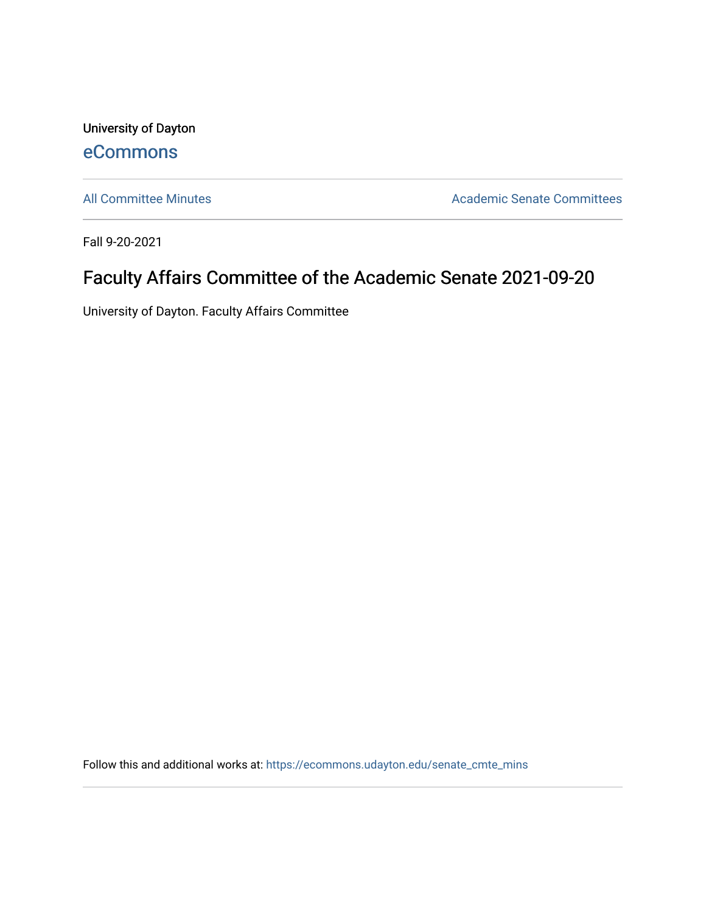University of Dayton

eCommons

All Committee Minutes

Academic Senate Committees

Fall 9-20-2021

# Faculty Affairs Committee of the Academic Senate 2021-09-20

University of Dayton. Faculty Affairs Committee

Follow this and additional works at: https://ecommons.udayton.edu/senate_cmte_mins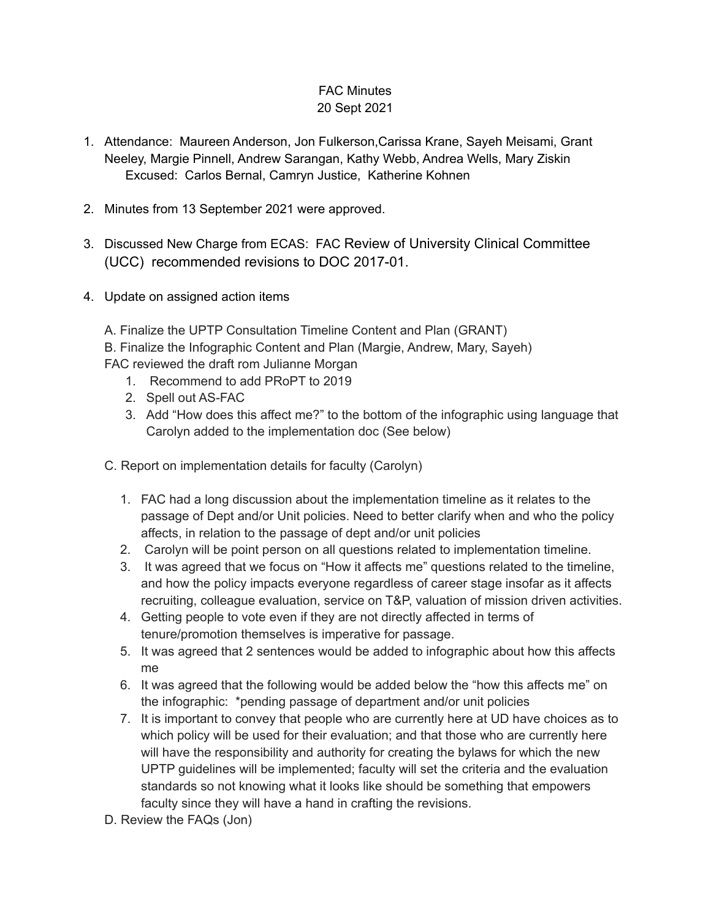FAC Minutes
20 Sept 2021

1. Attendance: Maureen Anderson, Jon Fulkerson,Carissa Krane, Sayeh Meisami, Grant Neeley, Margie Pinnell, Andrew Sarangan, Kathy Webb, Andrea Wells, Mary Ziskin
   Excused: Carlos Bernal, Camryn Justice, Katherine Kohnen

2. Minutes from 13 September 2021 were approved.

3. Discussed New Charge from ECAS: FAC Review of University Clinical Committee (UCC) recommended revisions to DOC 2017-01.

4. Update on assigned action items

   A. Finalize the UPTP Consultation Timeline Content and Plan (GRANT)

   B. Finalize the Infographic Content and Plan (Margie, Andrew, Mary, Sayeh)

   FAC reviewed the draft rom Julianne Morgan

   1. Recommend to add PRoPT to 2019
   2. Spell out AS-FAC
   3. Add "How does this affect me?" to the bottom of the infographic using language that Carolyn added to the implementation doc (See below)

   C. Report on implementation details for faculty (Carolyn)

   1. FAC had a long discussion about the implementation timeline as it relates to the passage of Dept and/or Unit policies. Need to better clarify when and who the policy affects, in relation to the passage of dept and/or unit policies
   2. Carolyn will be point person on all questions related to implementation timeline.
   3. It was agreed that we focus on "How it affects me" questions related to the timeline, and how the policy impacts everyone regardless of career stage insofar as it affects recruiting, colleague evaluation, service on T&P, valuation of mission driven activities.
   4. Getting people to vote even if they are not directly affected in terms of tenure/promotion themselves is imperative for passage.
   5. It was agreed that 2 sentences would be added to infographic about how this affects me
   6. It was agreed that the following would be added below the "how this affects me" on the infographic: *pending passage of department and/or unit policies
   7. It is important to convey that people who are currently here at UD have choices as to which policy will be used for their evaluation; and that those who are currently here will have the responsibility and authority for creating the bylaws for which the new UPTP guidelines will be implemented; faculty will set the criteria and the evaluation standards so not knowing what it looks like should be something that empowers faculty since they will have a hand in crafting the revisions.

   D. Review the FAQs (Jon)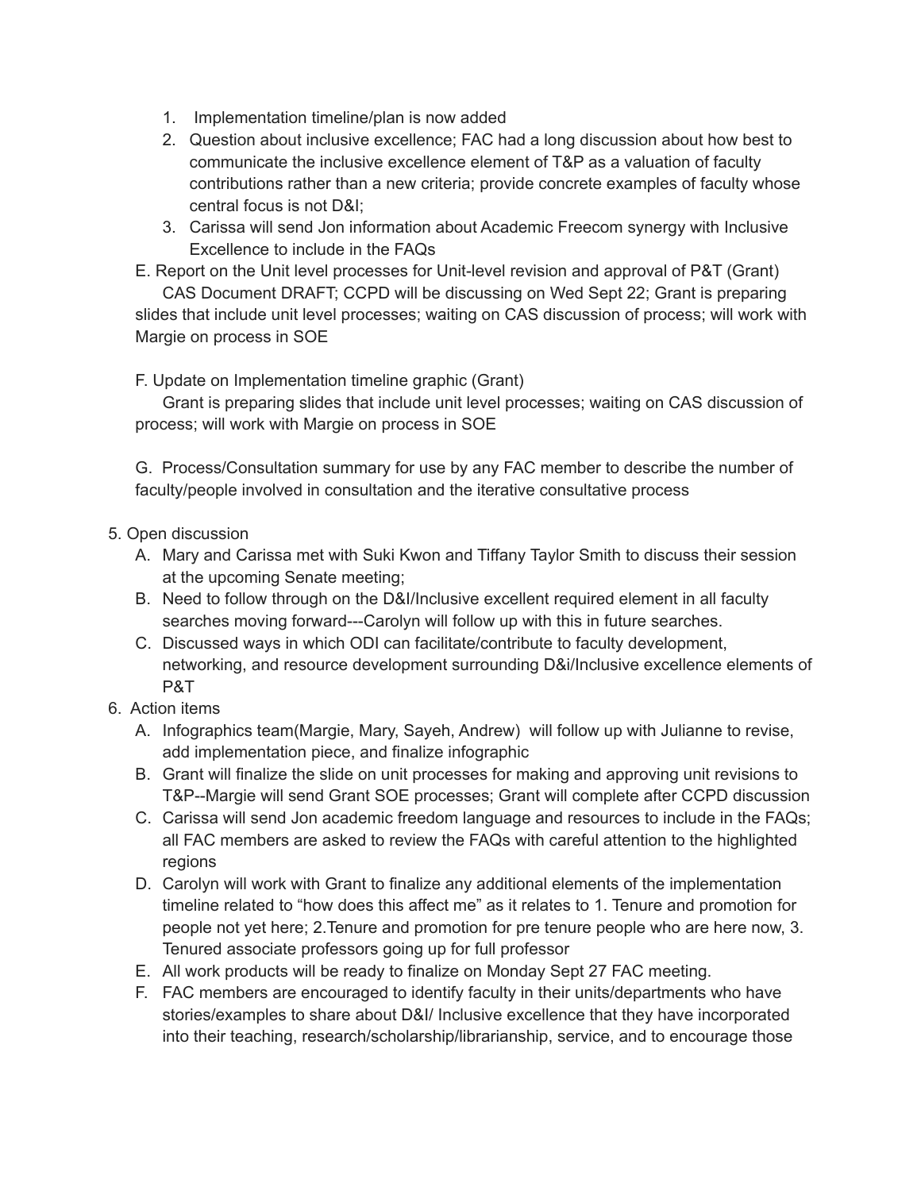1. Implementation timeline/plan is now added
2. Question about inclusive excellence; FAC had a long discussion about how best to communicate the inclusive excellence element of T&P as a valuation of faculty contributions rather than a new criteria; provide concrete examples of faculty whose central focus is not D&I;
3. Carissa will send Jon information about Academic Freecom synergy with Inclusive Excellence to include in the FAQs

E. Report on the Unit level processes for Unit-level revision and approval of P&T (Grant)
CAS Document DRAFT; CCPD will be discussing on Wed Sept 22; Grant is preparing slides that include unit level processes; waiting on CAS discussion of process; will work with Margie on process in SOE

F. Update on Implementation timeline graphic (Grant)
Grant is preparing slides that include unit level processes; waiting on CAS discussion of process; will work with Margie on process in SOE

G. Process/Consultation summary for use by any FAC member to describe the number of faculty/people involved in consultation and the iterative consultative process

5. Open discussion
   A. Mary and Carissa met with Suki Kwon and Tiffany Taylor Smith to discuss their session at the upcoming Senate meeting;
   B. Need to follow through on the D&I/Inclusive excellent required element in all faculty searches moving forward---Carolyn will follow up with this in future searches.
   C. Discussed ways in which ODI can facilitate/contribute to faculty development, networking, and resource development surrounding D&i/Inclusive excellence elements of P&T
6. Action items
   A. Infographics team(Margie, Mary, Sayeh, Andrew) will follow up with Julianne to revise, add implementation piece, and finalize infographic
   B. Grant will finalize the slide on unit processes for making and approving unit revisions to T&P--Margie will send Grant SOE processes; Grant will complete after CCPD discussion
   C. Carissa will send Jon academic freedom language and resources to include in the FAQs; all FAC members are asked to review the FAQs with careful attention to the highlighted regions
   D. Carolyn will work with Grant to finalize any additional elements of the implementation timeline related to "how does this affect me" as it relates to 1. Tenure and promotion for people not yet here; 2.Tenure and promotion for pre tenure people who are here now, 3. Tenured associate professors going up for full professor
   E. All work products will be ready to finalize on Monday Sept 27 FAC meeting.
   F. FAC members are encouraged to identify faculty in their units/departments who have stories/examples to share about D&I/ Inclusive excellence that they have incorporated into their teaching, research/scholarship/librarianship, service, and to encourage those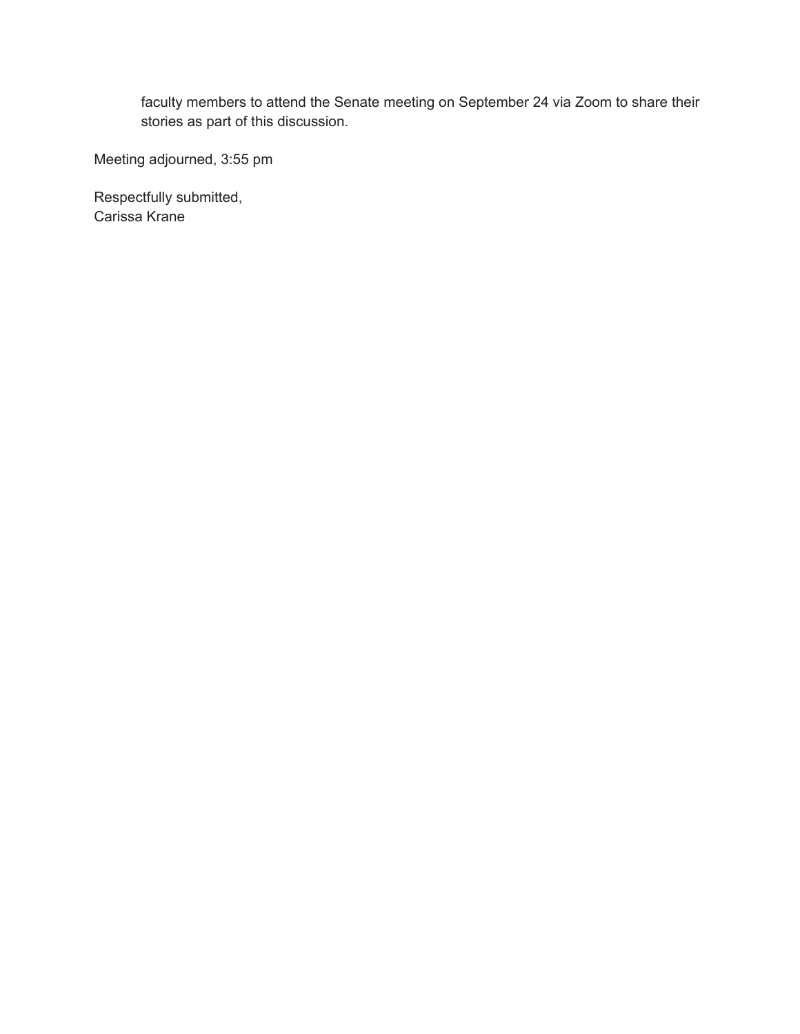faculty members to attend the Senate meeting on September 24 via Zoom to share their stories as part of this discussion.

Meeting adjourned, 3:55 pm

Respectfully submitted,
Carissa Krane